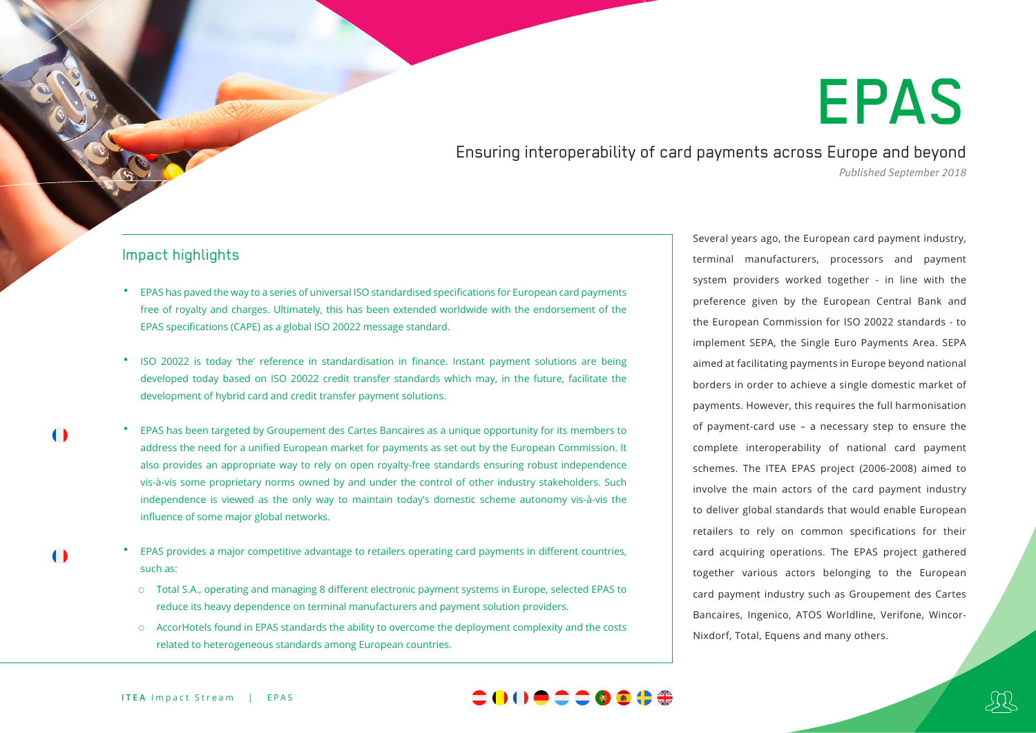# EPAS

## Ensuring interoperability of card payments across Europe and beyond

*Published September 2018*

### Impact highlights

- EPAS has paved the way to a series of universal ISO standardised specifications for European card payments free of royalty and charges. Ultimately, this has been extended worldwide with the endorsement of the EPAS specifications (CAPE) as a global ISO 20022 message standard.

- ISO 20022 is today 'the' reference in standardisation in finance. Instant payment solutions are being developed today based on ISO 20022 credit transfer standards which may, in the future, facilitate the development of hybrid card and credit transfer payment solutions.

- EPAS has been targeted by Groupement des Cartes Bancaires as a unique opportunity for its members to address the need for a unified European market for payments as set out by the European Commission. It also provides an appropriate way to rely on open royalty-free standards ensuring robust independence vis-à-vis some proprietary norms owned by and under the control of other industry stakeholders. Such independence is viewed as the only way to maintain today's domestic scheme autonomy vis-à-vis the influence of some major global networks.

- EPAS provides a major competitive advantage to retailers operating card payments in different countries, such as:
  - Total S.A., operating and managing 8 different electronic payment systems in Europe, selected EPAS to reduce its heavy dependence on terminal manufacturers and payment solution providers.
  - AccorHotels found in EPAS standards the ability to overcome the deployment complexity and the costs related to heterogeneous standards among European countries.

Several years ago, the European card payment industry, terminal manufacturers, processors and payment system providers worked together - in line with the preference given by the European Central Bank and the European Commission for ISO 20022 standards - to implement SEPA, the Single Euro Payments Area. SEPA aimed at facilitating payments in Europe beyond national borders in order to achieve a single domestic market of payments. However, this requires the full harmonisation of payment-card use – a necessary step to ensure the complete interoperability of national card payment schemes. The ITEA EPAS project (2006-2008) aimed to involve the main actors of the card payment industry to deliver global standards that would enable European retailers to rely on common specifications for their card acquiring operations. The EPAS project gathered together various actors belonging to the European card payment industry such as Groupement des Cartes Bancaires, Ingenico, ATOS Worldline, Verifone, Wincor-Nixdorf, Total, Equens and many others.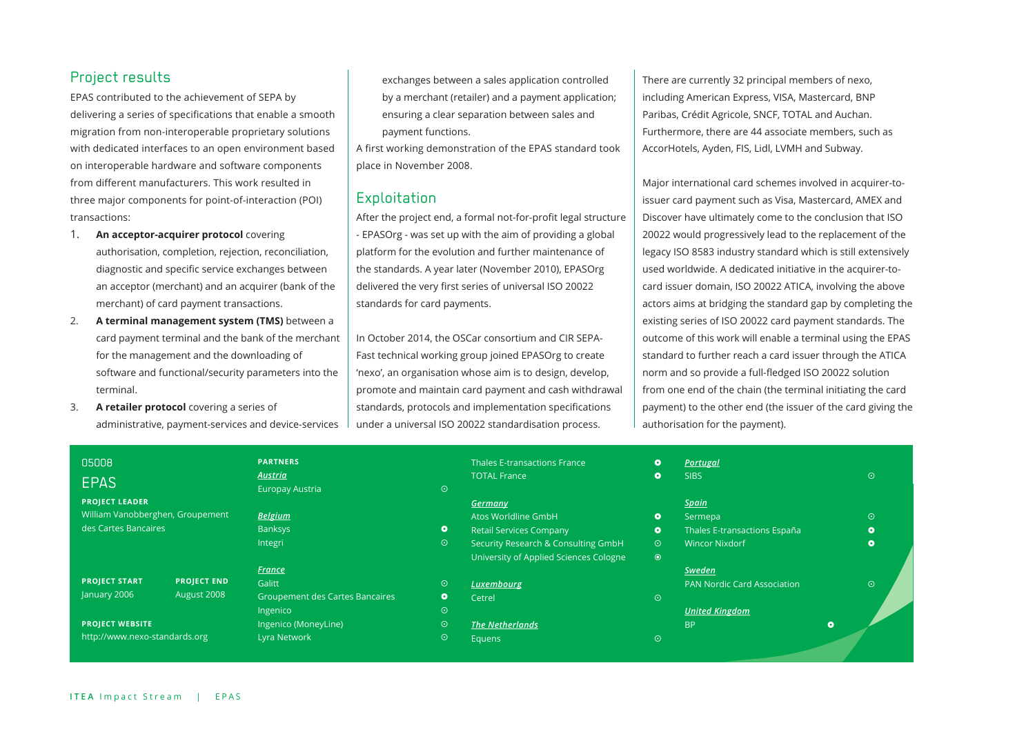## Project results

EPAS contributed to the achievement of SEPA by delivering a series of specifications that enable a smooth migration from non-interoperable proprietary solutions with dedicated interfaces to an open environment based on interoperable hardware and software components from different manufacturers. This work resulted in three major components for point-of-interaction (POI) transactions:

1. **An acceptor-acquirer protocol** covering authorisation, completion, rejection, reconciliation, diagnostic and specific service exchanges between an acceptor (merchant) and an acquirer (bank of the merchant) of card payment transactions.
2. **A terminal management system (TMS)** between a card payment terminal and the bank of the merchant for the management and the downloading of software and functional/security parameters into the terminal.
3. **A retailer protocol** covering a series of administrative, payment-services and device-services exchanges between a sales application controlled by a merchant (retailer) and a payment application; ensuring a clear separation between sales and payment functions.

A first working demonstration of the EPAS standard took place in November 2008.

## Exploitation

After the project end, a formal not-for-profit legal structure - EPASOrg - was set up with the aim of providing a global platform for the evolution and further maintenance of the standards. A year later (November 2010), EPASOrg delivered the very first series of universal ISO 20022 standards for card payments.

In October 2014, the OSCar consortium and CIR SEPA-Fast technical working group joined EPASOrg to create 'nexo', an organisation whose aim is to design, develop, promote and maintain card payment and cash withdrawal standards, protocols and implementation specifications under a universal ISO 20022 standardisation process.

There are currently 32 principal members of nexo, including American Express, VISA, Mastercard, BNP Paribas, Crédit Agricole, SNCF, TOTAL and Auchan. Furthermore, there are 44 associate members, such as AccorHotels, Ayden, FIS, Lidl, LVMH and Subway.

Major international card schemes involved in acquirer-to-issuer card payment such as Visa, Mastercard, AMEX and Discover have ultimately come to the conclusion that ISO 20022 would progressively lead to the replacement of the legacy ISO 8583 industry standard which is still extensively used worldwide. A dedicated initiative in the acquirer-to-card issuer domain, ISO 20022 ATICA, involving the above actors aims at bridging the standard gap by completing the existing series of ISO 20022 card payment standards. The outcome of this work will enable a terminal using the EPAS standard to further reach a card issuer through the ATICA norm and so provide a full-fledged ISO 20022 solution from one end of the chain (the terminal initiating the card payment) to the other end (the issuer of the card giving the authorisation for the payment).

---

05008

## EPAS

**PROJECT LEADER**
William Vanobberghen, Groupement des Cartes Bancaires

**PROJECT START**
January 2006

**PROJECT END**
August 2008

**PROJECT WEBSITE**
http://www.nexo-standards.org

**PARTNERS**

***Austria***
Europay Austria

***Belgium***
Banksys
Integri

***France***
Galitt
Groupement des Cartes Bancaires
Ingenico
Ingenico (MoneyLine)
Lyra Network
Thales E-transactions France
TOTAL France

***Germany***
Atos Worldline GmbH
Retail Services Company
Security Research & Consulting GmbH
University of Applied Sciences Cologne

***Luxembourg***
Cetrel

***The Netherlands***
Equens

***Portugal***
SIBS

***Spain***
Sermepa
Thales E-transactions España
Wincor Nixdorf

***Sweden***
PAN Nordic Card Association

***United Kingdom***
BP